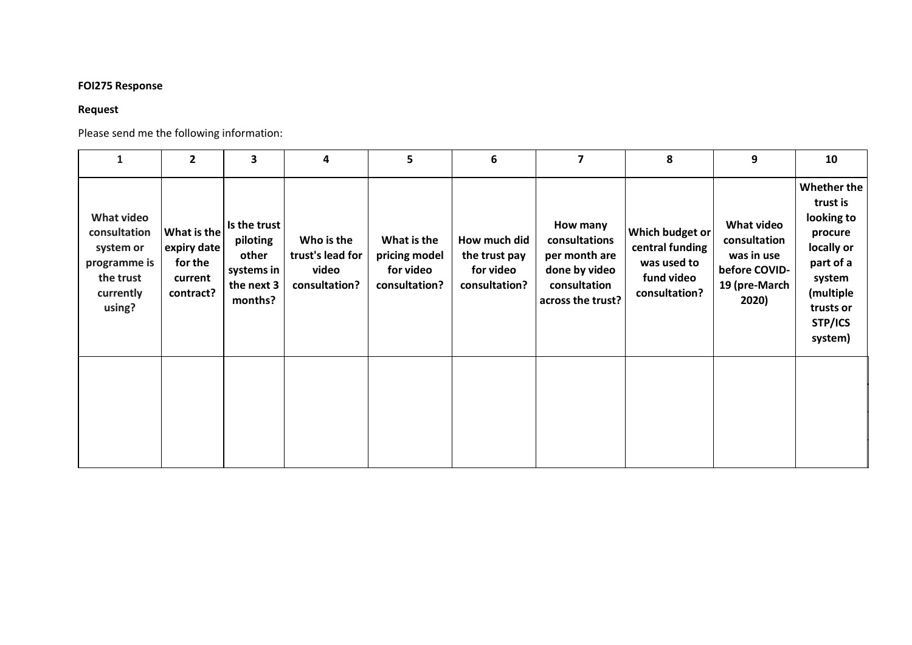**FOI275 Response**

**Request**

Please send me the following information:

| 1 | 2 | 3 | 4 | 5 | 6 | 7 | 8 | 9 | 10 |
|---|---|---|---|---|---|---|---|---|---|
| **What video consultation system or programme is the trust currently using?** | **What is the expiry date for the current contract?** | **Is the trust piloting other systems in the next 3 months?** | **Who is the trust's lead for video consultation?** | **What is the pricing model for video consultation?** | **How much did the trust pay for video consultation?** | **How many consultations per month are done by video consultation across the trust?** | **Which budget or central funding was used to fund video consultation?** | **What video consultation was in use before COVID-19 (pre-March 2020)** | **Whether the trust is looking to procure locally or part of a system (multiple trusts or STP/ICS system)** |
| | | | | | | | | | |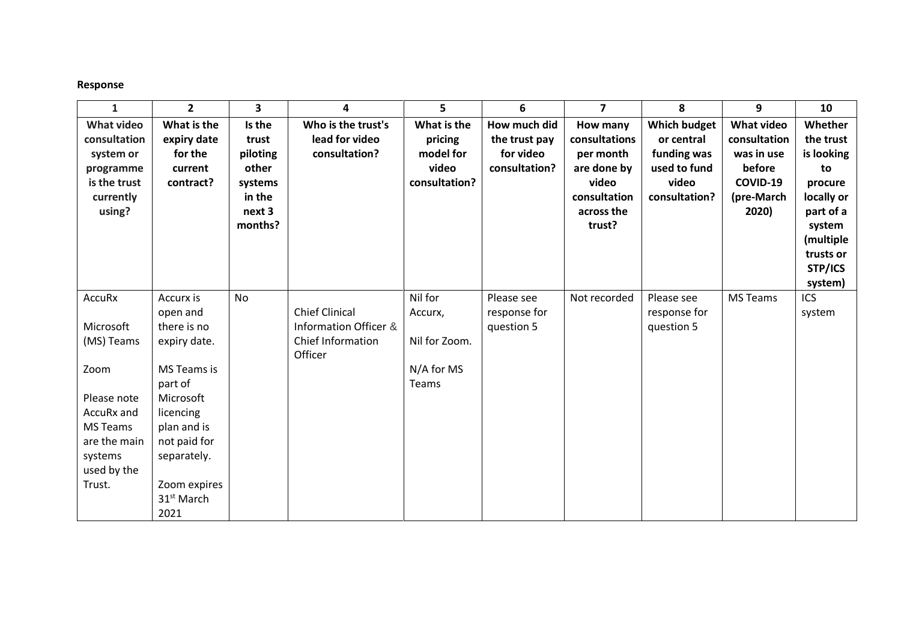**Response**

| 1 | 2 | 3 | 4 | 5 | 6 | 7 | 8 | 9 | 10 |
|---|---|---|---|---|---|---|---|---|---|
| **What video consultation system or programme is the trust currently using?** | **What is the expiry date for the current contract?** | **Is the trust piloting other systems in the next 3 months?** | **Who is the trust's lead for video consultation?** | **What is the pricing model for video consultation?** | **How much did the trust pay for video consultation?** | **How many consultations per month are done by video consultation across the trust?** | **Which budget or central funding was used to fund video consultation?** | **What video consultation was in use before COVID-19 (pre-March 2020)** | **Whether the trust is looking to procure locally or part of a system (multiple trusts or STP/ICS system)** |
| AccuRx<br><br>Microsoft (MS) Teams<br><br>Zoom<br><br>Please note AccuRx and MS Teams are the main systems used by the Trust. | Accurx is open and there is no expiry date.<br><br>MS Teams is part of Microsoft licencing plan and is not paid for separately.<br><br>Zoom expires 31st March 2021 | No | Chief Clinical Information Officer & Chief Information Officer | Nil for Accurx,<br><br>Nil for Zoom.<br><br>N/A for MS Teams | Please see response for question 5 | Not recorded | Please see response for question 5 | MS Teams | ICS system |